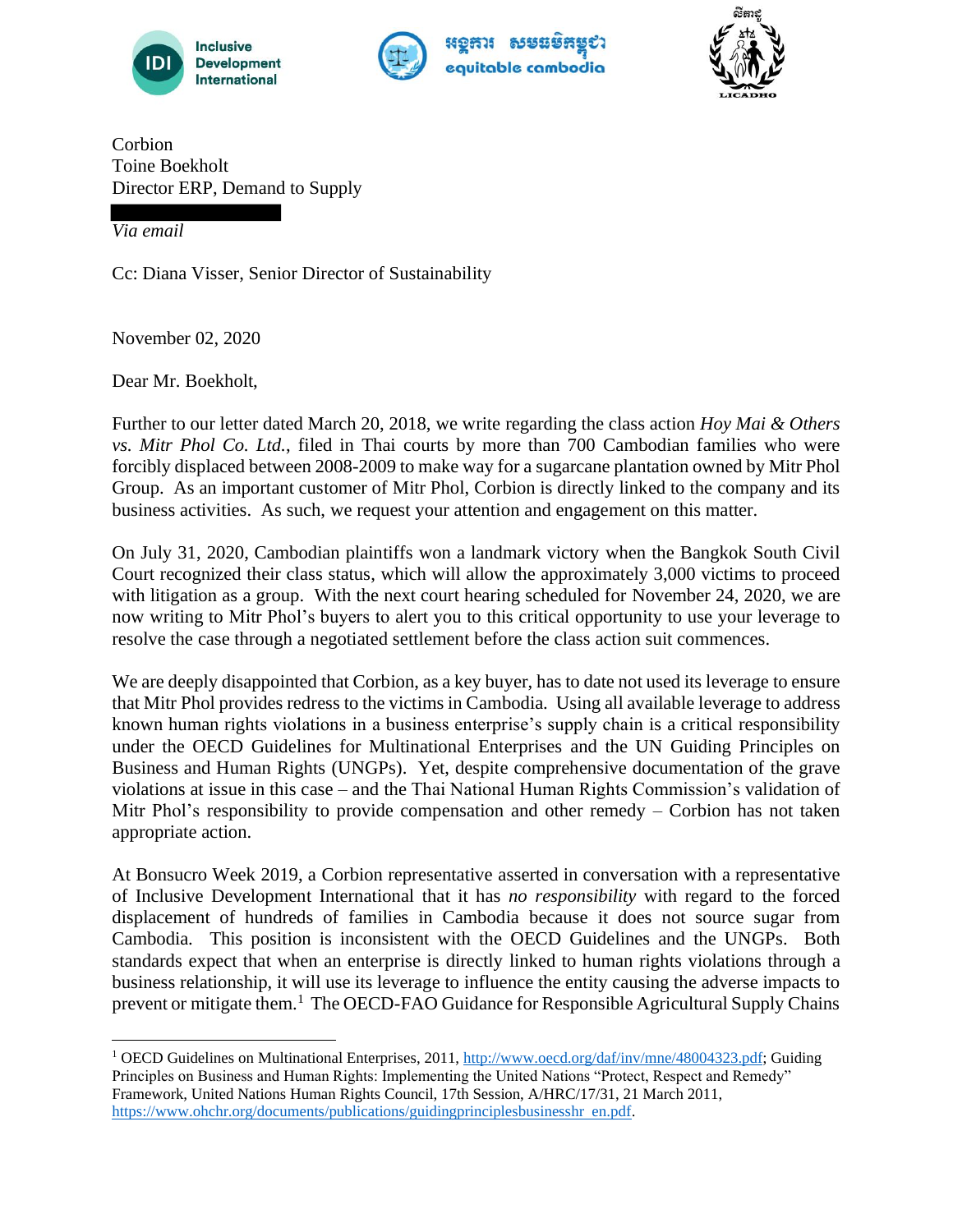Inclusive Development International

អង្គការ សមធម៌កម្ពុជា equitable cambodia

លីកាដូ LICADHO

Corbion
Toine Boekholt
Director ERP, Demand to Supply

*Via email*

Cc: Diana Visser, Senior Director of Sustainability

November 02, 2020

Dear Mr. Boekholt,

Further to our letter dated March 20, 2018, we write regarding the class action *Hoy Mai & Others vs. Mitr Phol Co. Ltd.*, filed in Thai courts by more than 700 Cambodian families who were forcibly displaced between 2008-2009 to make way for a sugarcane plantation owned by Mitr Phol Group. As an important customer of Mitr Phol, Corbion is directly linked to the company and its business activities. As such, we request your attention and engagement on this matter.

On July 31, 2020, Cambodian plaintiffs won a landmark victory when the Bangkok South Civil Court recognized their class status, which will allow the approximately 3,000 victims to proceed with litigation as a group. With the next court hearing scheduled for November 24, 2020, we are now writing to Mitr Phol's buyers to alert you to this critical opportunity to use your leverage to resolve the case through a negotiated settlement before the class action suit commences.

We are deeply disappointed that Corbion, as a key buyer, has to date not used its leverage to ensure that Mitr Phol provides redress to the victims in Cambodia. Using all available leverage to address known human rights violations in a business enterprise's supply chain is a critical responsibility under the OECD Guidelines for Multinational Enterprises and the UN Guiding Principles on Business and Human Rights (UNGPs). Yet, despite comprehensive documentation of the grave violations at issue in this case – and the Thai National Human Rights Commission's validation of Mitr Phol's responsibility to provide compensation and other remedy – Corbion has not taken appropriate action.

At Bonsucro Week 2019, a Corbion representative asserted in conversation with a representative of Inclusive Development International that it has *no responsibility* with regard to the forced displacement of hundreds of families in Cambodia because it does not source sugar from Cambodia. This position is inconsistent with the OECD Guidelines and the UNGPs. Both standards expect that when an enterprise is directly linked to human rights violations through a business relationship, it will use its leverage to influence the entity causing the adverse impacts to prevent or mitigate them.[1] The OECD-FAO Guidance for Responsible Agricultural Supply Chains

[1] OECD Guidelines on Multinational Enterprises, 2011, http://www.oecd.org/daf/inv/mne/48004323.pdf; Guiding Principles on Business and Human Rights: Implementing the United Nations "Protect, Respect and Remedy" Framework, United Nations Human Rights Council, 17th Session, A/HRC/17/31, 21 March 2011, https://www.ohchr.org/documents/publications/guidingprinciplesbusinesshr_en.pdf.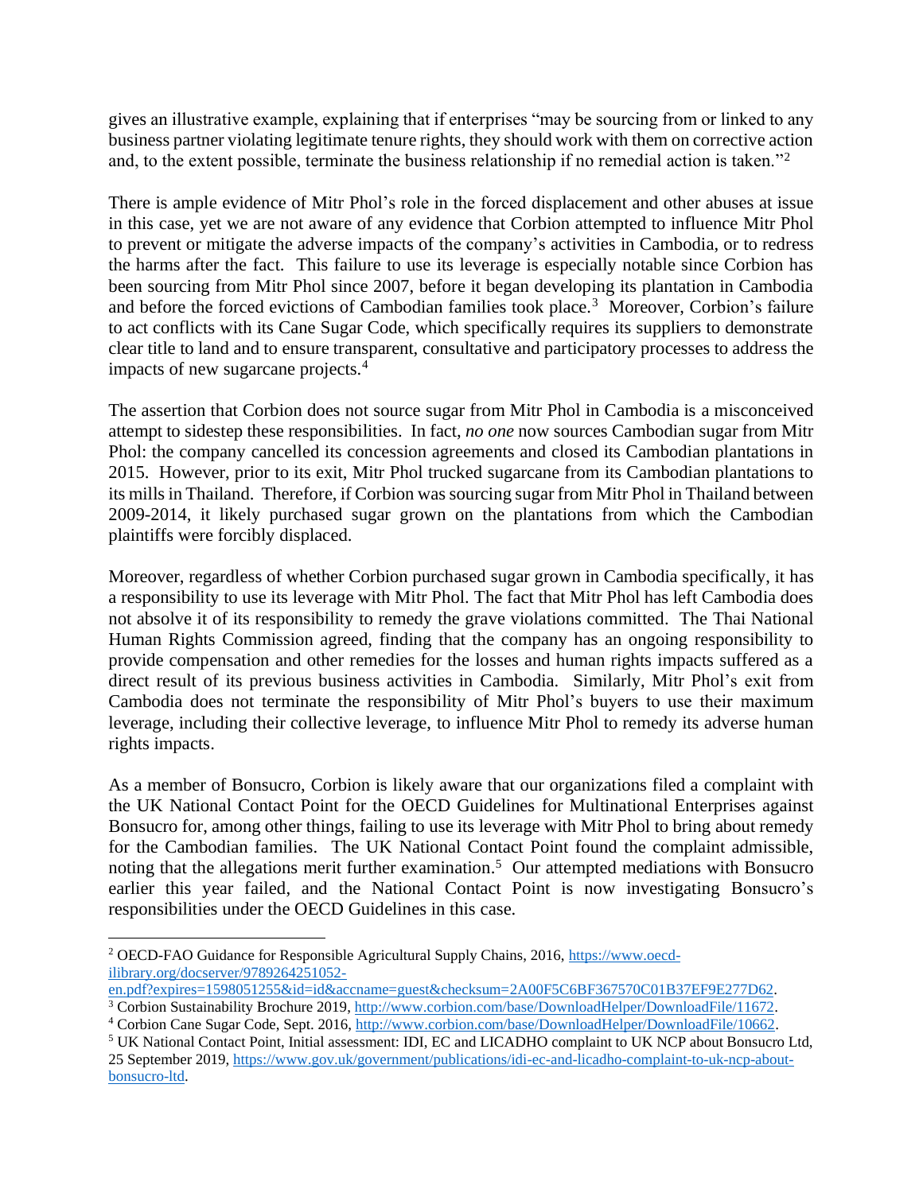gives an illustrative example, explaining that if enterprises "may be sourcing from or linked to any business partner violating legitimate tenure rights, they should work with them on corrective action and, to the extent possible, terminate the business relationship if no remedial action is taken."[2]

There is ample evidence of Mitr Phol's role in the forced displacement and other abuses at issue in this case, yet we are not aware of any evidence that Corbion attempted to influence Mitr Phol to prevent or mitigate the adverse impacts of the company's activities in Cambodia, or to redress the harms after the fact. This failure to use its leverage is especially notable since Corbion has been sourcing from Mitr Phol since 2007, before it began developing its plantation in Cambodia and before the forced evictions of Cambodian families took place.[3] Moreover, Corbion's failure to act conflicts with its Cane Sugar Code, which specifically requires its suppliers to demonstrate clear title to land and to ensure transparent, consultative and participatory processes to address the impacts of new sugarcane projects.[4]

The assertion that Corbion does not source sugar from Mitr Phol in Cambodia is a misconceived attempt to sidestep these responsibilities. In fact, *no one* now sources Cambodian sugar from Mitr Phol: the company cancelled its concession agreements and closed its Cambodian plantations in 2015. However, prior to its exit, Mitr Phol trucked sugarcane from its Cambodian plantations to its mills in Thailand. Therefore, if Corbion was sourcing sugar from Mitr Phol in Thailand between 2009-2014, it likely purchased sugar grown on the plantations from which the Cambodian plaintiffs were forcibly displaced.

Moreover, regardless of whether Corbion purchased sugar grown in Cambodia specifically, it has a responsibility to use its leverage with Mitr Phol. The fact that Mitr Phol has left Cambodia does not absolve it of its responsibility to remedy the grave violations committed. The Thai National Human Rights Commission agreed, finding that the company has an ongoing responsibility to provide compensation and other remedies for the losses and human rights impacts suffered as a direct result of its previous business activities in Cambodia. Similarly, Mitr Phol's exit from Cambodia does not terminate the responsibility of Mitr Phol's buyers to use their maximum leverage, including their collective leverage, to influence Mitr Phol to remedy its adverse human rights impacts.

As a member of Bonsucro, Corbion is likely aware that our organizations filed a complaint with the UK National Contact Point for the OECD Guidelines for Multinational Enterprises against Bonsucro for, among other things, failing to use its leverage with Mitr Phol to bring about remedy for the Cambodian families. The UK National Contact Point found the complaint admissible, noting that the allegations merit further examination.[5] Our attempted mediations with Bonsucro earlier this year failed, and the National Contact Point is now investigating Bonsucro's responsibilities under the OECD Guidelines in this case.

---

[2] OECD-FAO Guidance for Responsible Agricultural Supply Chains, 2016, https://www.oecd-ilibrary.org/docserver/9789264251052-en.pdf?expires=1598051255&id=id&accname=guest&checksum=2A00F5C6BF367570C01B37EF9E277D62.

[3] Corbion Sustainability Brochure 2019, http://www.corbion.com/base/DownloadHelper/DownloadFile/11672.

[4] Corbion Cane Sugar Code, Sept. 2016, http://www.corbion.com/base/DownloadHelper/DownloadFile/10662.

[5] UK National Contact Point, Initial assessment: IDI, EC and LICADHO complaint to UK NCP about Bonsucro Ltd, 25 September 2019, https://www.gov.uk/government/publications/idi-ec-and-licadho-complaint-to-uk-ncp-about-bonsucro-ltd.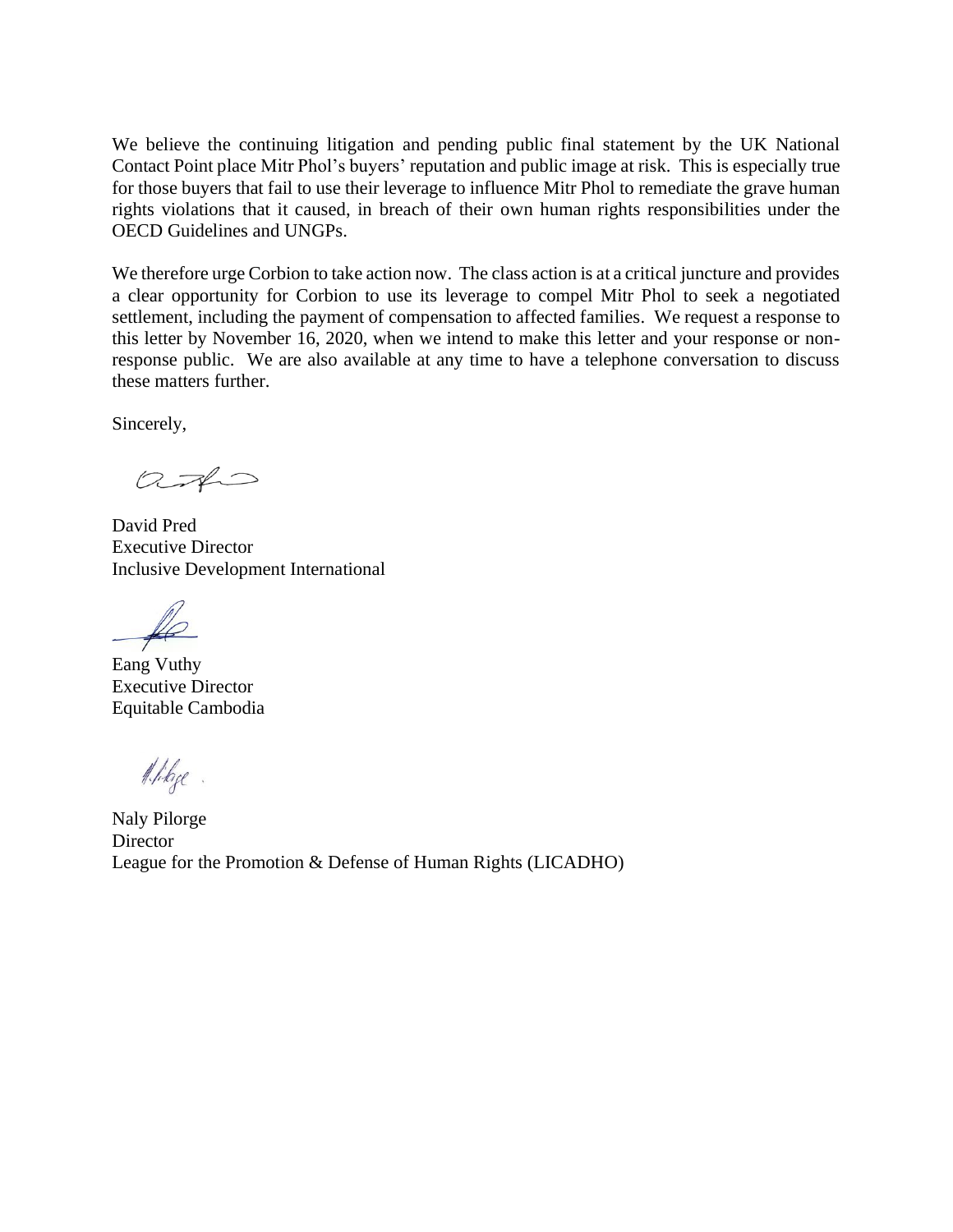We believe the continuing litigation and pending public final statement by the UK National Contact Point place Mitr Phol's buyers' reputation and public image at risk. This is especially true for those buyers that fail to use their leverage to influence Mitr Phol to remediate the grave human rights violations that it caused, in breach of their own human rights responsibilities under the OECD Guidelines and UNGPs.

We therefore urge Corbion to take action now. The class action is at a critical juncture and provides a clear opportunity for Corbion to use its leverage to compel Mitr Phol to seek a negotiated settlement, including the payment of compensation to affected families. We request a response to this letter by November 16, 2020, when we intend to make this letter and your response or non-response public. We are also available at any time to have a telephone conversation to discuss these matters further.

Sincerely,

David Pred
Executive Director
Inclusive Development International

Eang Vuthy
Executive Director
Equitable Cambodia

Naly Pilorge
Director
League for the Promotion & Defense of Human Rights (LICADHO)